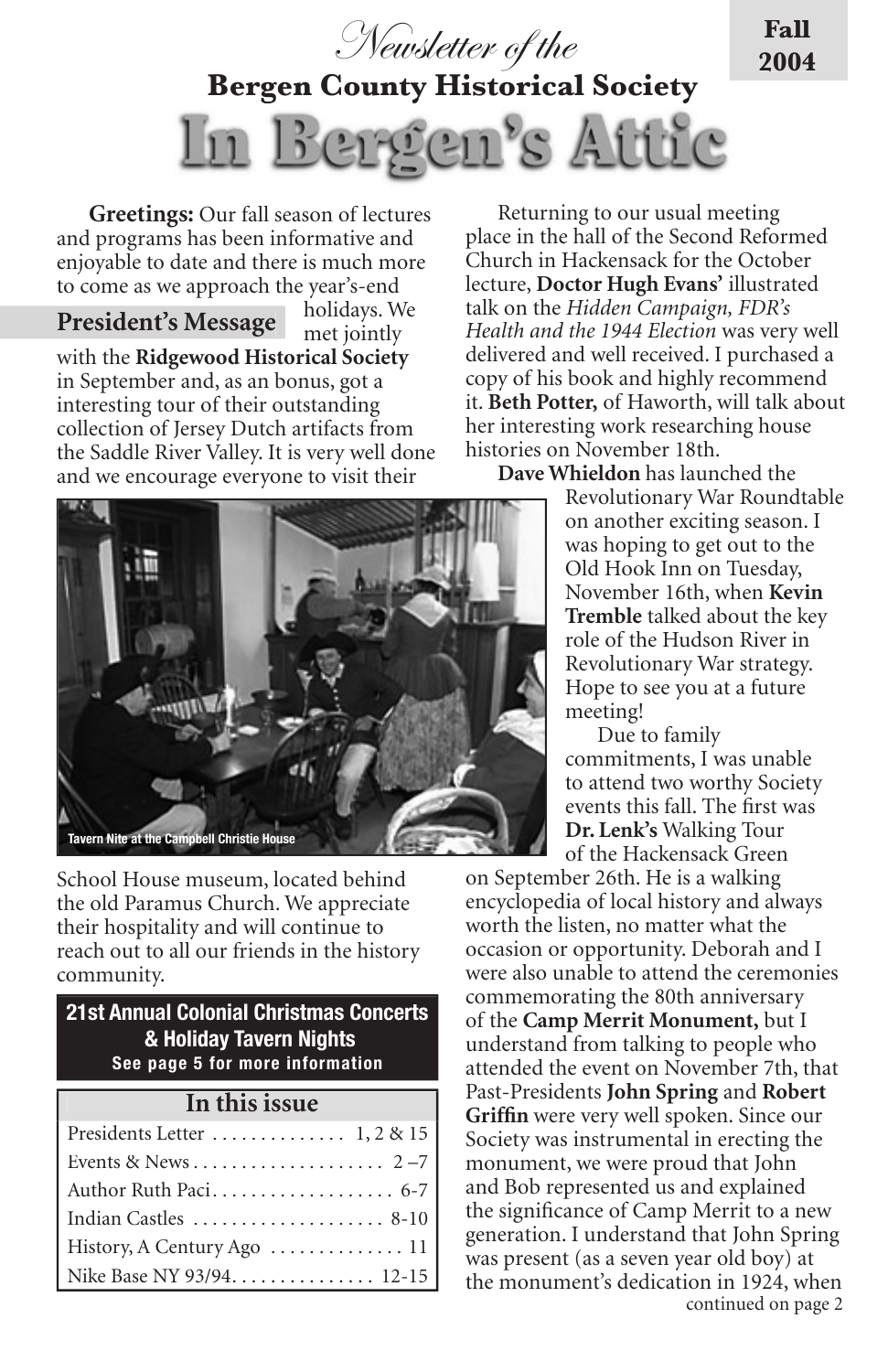# *Newsletter of the* Bergen County Historical Society

# In Bergen's Attic

**Fall 2004**

## President's Message

**Greetings:** Our fall season of lectures and programs has been informative and enjoyable to date and there is much more to come as we approach the year's-end holidays. We met jointly with the **Ridgewood Historical Society** in September and, as an bonus, got a interesting tour of their outstanding collection of Jersey Dutch artifacts from the Saddle River Valley. It is very well done and we encourage everyone to visit their School House museum, located behind the old Paramus Church. We appreciate their hospitality and will continue to reach out to all our friends in the history community.

Tavern Nite at the Campbell Christie House

**21st Annual Colonial Christmas Concerts & Holiday Tavern Nights**
**See page 5 for more information**

| In this issue | |
|---|---|
| Presidents Letter | 1, 2 & 15 |
| Events & News | 2–7 |
| Author Ruth Paci | 6-7 |
| Indian Castles | 8-10 |
| History, A Century Ago | 11 |
| Nike Base NY 93/94 | 12-15 |

Returning to our usual meeting place in the hall of the Second Reformed Church in Hackensack for the October lecture, **Doctor Hugh Evans'** illustrated talk on the *Hidden Campaign, FDR's Health and the 1944 Election* was very well delivered and well received. I purchased a copy of his book and highly recommend it. **Beth Potter,** of Haworth, will talk about her interesting work researching house histories on November 18th.

**Dave Whieldon** has launched the Revolutionary War Roundtable on another exciting season. I was hoping to get out to the Old Hook Inn on Tuesday, November 16th, when **Kevin Tremble** talked about the key role of the Hudson River in Revolutionary War strategy. Hope to see you at a future meeting!

Due to family commitments, I was unable to attend two worthy Society events this fall. The first was **Dr. Lenk's** Walking Tour of the Hackensack Green on September 26th. He is a walking encyclopedia of local history and always worth the listen, no matter what the occasion or opportunity. Deborah and I were also unable to attend the ceremonies commemorating the 80th anniversary of the **Camp Merrit Monument,** but I understand from talking to people who attended the event on November 7th, that Past-Presidents **John Spring** and **Robert Griffin** were very well spoken. Since our Society was instrumental in erecting the monument, we were proud that John and Bob represented us and explained the significance of Camp Merrit to a new generation. I understand that John Spring was present (as a seven year old boy) at the monument's dedication in 1924, when

continued on page 2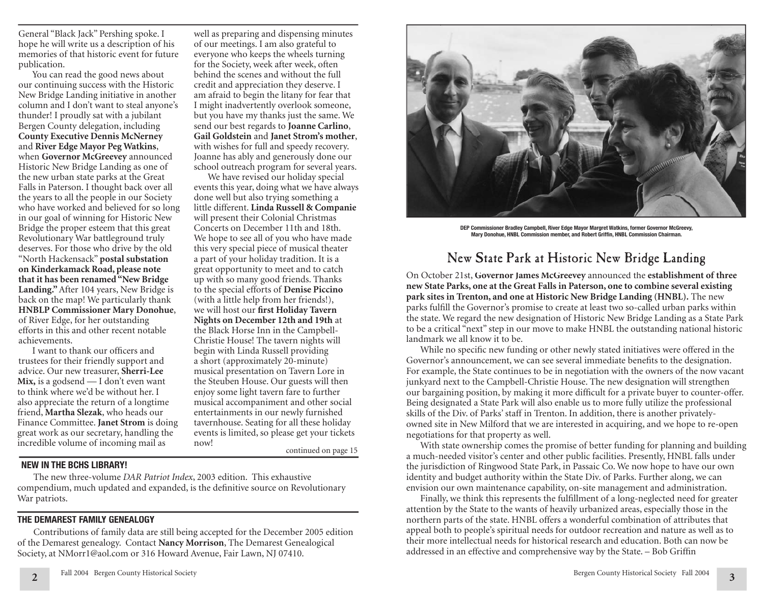General "Black Jack" Pershing spoke. I hope he will write us a description of his memories of that historic event for future publication.

You can read the good news about our continuing success with the Historic New Bridge Landing initiative in another column and I don't want to steal anyone's thunder! I proudly sat with a jubilant Bergen County delegation, including **County Executive Dennis McNerney** and **River Edge Mayor Peg Watkins**, when **Governor McGreevey** announced Historic New Bridge Landing as one of the new urban state parks at the Great Falls in Paterson. I thought back over all the years to all the people in our Society who have worked and believed for so long in our goal of winning for Historic New Bridge the proper esteem that this great Revolutionary War battleground truly deserves. For those who drive by the old "North Hackensack" **postal substation on Kinderkamack Road, please note that it has been renamed "New Bridge Landing."** After 104 years, New Bridge is back on the map! We particularly thank **HNBLP Commissioner Mary Donohue**, of River Edge, for her outstanding efforts in this and other recent notable achievements.

I want to thank our officers and trustees for their friendly support and advice. Our new treasurer, **Sherri-Lee Mix,** is a godsend — I don't even want to think where we'd be without her. I also appreciate the return of a longtime friend, **Martha Slezak**, who heads our Finance Committee. **Janet Strom** is doing great work as our secretary, handling the incredible volume of incoming mail as well as preparing and dispensing minutes of our meetings. I am also grateful to everyone who keeps the wheels turning for the Society, week after week, often behind the scenes and without the full credit and appreciation they deserve. I am afraid to begin the litany for fear that I might inadvertently overlook someone, but you have my thanks just the same. We send our best regards to **Joanne Carlino**, **Gail Goldstein** and **Janet Strom's mother**, with wishes for full and speedy recovery. Joanne has ably and generously done our school outreach program for several years.

We have revised our holiday special events this year, doing what we have always done well but also trying something a little different. **Linda Russell & Companie** will present their Colonial Christmas Concerts on December 11th and 18th. We hope to see all of you who have made this very special piece of musical theater a part of your holiday tradition. It is a great opportunity to meet and to catch up with so many good friends. Thanks to the special efforts of **Denise Piccino** (with a little help from her friends!), we will host our **first Holiday Tavern Nights on December 12th and 19th** at the Black Horse Inn in the Campbell-Christie House! The tavern nights will begin with Linda Russell providing a short (approximately 20-minute) musical presentation on Tavern Lore in the Steuben House. Our guests will then enjoy some light tavern fare to further musical accompaniment and other social entertainments in our newly furnished tavernhouse. Seating for all these holiday events is limited, so please get your tickets now!

continued on page 15

### NEW IN THE BCHS LIBRARY!

The new three-volume *DAR Patriot Index*, 2003 edition. This exhaustive compendium, much updated and expanded, is the definitive source on Revolutionary War patriots.

### THE DEMAREST FAMILY GENEALOGY

Contributions of family data are still being accepted for the December 2005 edition of the Demarest genealogy. Contact **Nancy Morrison**, The Demarest Genealogical Society, at NMorr1@aol.com or 316 Howard Avenue, Fair Lawn, NJ 07410.

DEP Commissioner Bradley Campbell, River Edge Mayor Margret Watkins, former Governor McGreevy, Mary Donohue, HNBL Commission member, and Robert Griffin, HNBL Commission Chairman.

## New State Park at Historic New Bridge Landing

On October 21st, **Governor James McGreevey** announced the **establishment of three new State Parks, one at the Great Falls in Paterson, one to combine several existing park sites in Trenton, and one at Historic New Bridge Landing (HNBL).** The new parks fulfill the Governor's promise to create at least two so-called urban parks within the state. We regard the new designation of Historic New Bridge Landing as a State Park to be a critical "next" step in our move to make HNBL the outstanding national historic landmark we all know it to be.

While no specific new funding or other newly stated initiatives were offered in the Governor's announcement, we can see several immediate benefits to the designation. For example, the State continues to be in negotiation with the owners of the now vacant junkyard next to the Campbell-Christie House. The new designation will strengthen our bargaining position, by making it more difficult for a private buyer to counter-offer. Being designated a State Park will also enable us to more fully utilize the professional skills of the Div. of Parks' staff in Trenton. In addition, there is another privately-owned site in New Milford that we are interested in acquiring, and we hope to re-open negotiations for that property as well.

With state ownership comes the promise of better funding for planning and building a much-needed visitor's center and other public facilities. Presently, HNBL falls under the jurisdiction of Ringwood State Park, in Passaic Co. We now hope to have our own identity and budget authority within the State Div. of Parks. Further along, we can envision our own maintenance capability, on-site management and administration.

Finally, we think this represents the fulfillment of a long-neglected need for greater attention by the State to the wants of heavily urbanized areas, especially those in the northern parts of the state. HNBL offers a wonderful combination of attributes that appeal both to people's spiritual needs for outdoor recreation and nature as well as to their more intellectual needs for historical research and education. Both can now be addressed in an effective and comprehensive way by the State. – Bob Griffin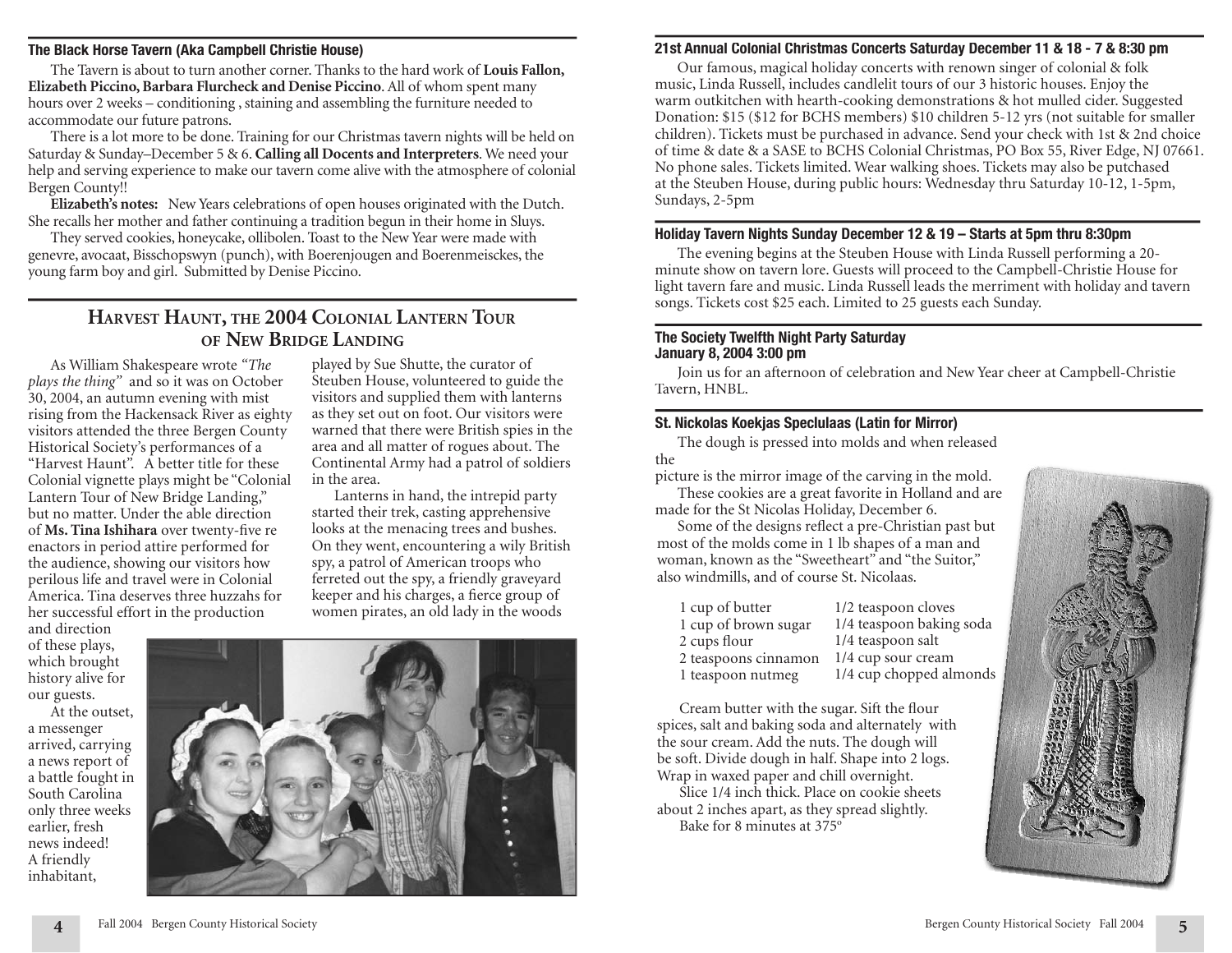## The Black Horse Tavern (Aka Campbell Christie House)

The Tavern is about to turn another corner. Thanks to the hard work of **Louis Fallon, Elizabeth Piccino, Barbara Flurcheck and Denise Piccino**. All of whom spent many hours over 2 weeks – conditioning , staining and assembling the furniture needed to accommodate our future patrons.

There is a lot more to be done. Training for our Christmas tavern nights will be held on Saturday & Sunday–December 5 & 6. **Calling all Docents and Interpreters**. We need your help and serving experience to make our tavern come alive with the atmosphere of colonial Bergen County!!

**Elizabeth's notes:** New Years celebrations of open houses originated with the Dutch. She recalls her mother and father continuing a tradition begun in their home in Sluys.

They served cookies, honeycake, ollibolen. Toast to the New Year were made with genevre, avocaat, Bisschopswyn (punch), with Boerenjougen and Boerenmeisckes, the young farm boy and girl. Submitted by Denise Piccino.

## Harvest Haunt, the 2004 Colonial Lantern Tour of New Bridge Landing

As William Shakespeare wrote *"The plays the thing"* and so it was on October 30, 2004, an autumn evening with mist rising from the Hackensack River as eighty visitors attended the three Bergen County Historical Society's performances of a "Harvest Haunt". A better title for these Colonial vignette plays might be "Colonial Lantern Tour of New Bridge Landing," but no matter. Under the able direction of **Ms. Tina Ishihara** over twenty-five re enactors in period attire performed for the audience, showing our visitors how perilous life and travel were in Colonial America. Tina deserves three huzzahs for her successful effort in the production and direction of these plays, which brought history alive for our guests.

At the outset, a messenger arrived, carrying a news report of a battle fought in South Carolina only three weeks earlier, fresh news indeed! A friendly inhabitant, played by Sue Shutte, the curator of Steuben House, volunteered to guide the visitors and supplied them with lanterns as they set out on foot. Our visitors were warned that there were British spies in the area and all matter of rogues about. The Continental Army had a patrol of soldiers in the area.

Lanterns in hand, the intrepid party started their trek, casting apprehensive looks at the menacing trees and bushes. On they went, encountering a wily British spy, a patrol of American troops who ferreted out the spy, a friendly graveyard keeper and his charges, a fierce group of women pirates, an old lady in the woods

## 21st Annual Colonial Christmas Concerts Saturday December 11 & 18 - 7 & 8:30 pm

Our famous, magical holiday concerts with renown singer of colonial & folk music, Linda Russell, includes candlelit tours of our 3 historic houses. Enjoy the warm outkitchen with hearth-cooking demonstrations & hot mulled cider. Suggested Donation: $15 ($12 for BCHS members) $10 children 5-12 yrs (not suitable for smaller children). Tickets must be purchased in advance. Send your check with 1st & 2nd choice of time & date & a SASE to BCHS Colonial Christmas, PO Box 55, River Edge, NJ 07661. No phone sales. Tickets limited. Wear walking shoes. Tickets may also be putchased at the Steuben House, during public hours: Wednesday thru Saturday 10-12, 1-5pm, Sundays, 2-5pm

## Holiday Tavern Nights Sunday December 12 & 19 – Starts at 5pm thru 8:30pm

The evening begins at the Steuben House with Linda Russell performing a 20-minute show on tavern lore. Guests will proceed to the Campbell-Christie House for light tavern fare and music. Linda Russell leads the merriment with holiday and tavern songs. Tickets cost $25 each. Limited to 25 guests each Sunday.

## The Society Twelfth Night Party Saturday January 8, 2004 3:00 pm

Join us for an afternoon of celebration and New Year cheer at Campbell-Christie Tavern, HNBL.

## St. Nickolas Koekjas Speclulaas (Latin for Mirror)

The dough is pressed into molds and when released the picture is the mirror image of the carving in the mold.

These cookies are a great favorite in Holland and are made for the St Nicolas Holiday, December 6.

Some of the designs reflect a pre-Christian past but most of the molds come in 1 lb shapes of a man and woman, known as the "Sweetheart" and "the Suitor," also windmills, and of course St. Nicolaas.

- 1 cup of butter
- 1 cup of brown sugar
- 2 cups flour
- 2 teaspoons cinnamon
- 1 teaspoon nutmeg
- 1/2 teaspoon cloves
- 1/4 teaspoon baking soda
- 1/4 teaspoon salt
- 1/4 cup sour cream
- 1/4 cup chopped almonds

Cream butter with the sugar. Sift the flour spices, salt and baking soda and alternately with the sour cream. Add the nuts. The dough will be soft. Divide dough in half. Shape into 2 logs. Wrap in waxed paper and chill overnight.

Slice 1/4 inch thick. Place on cookie sheets about 2 inches apart, as they spread slightly.

Bake for 8 minutes at 375º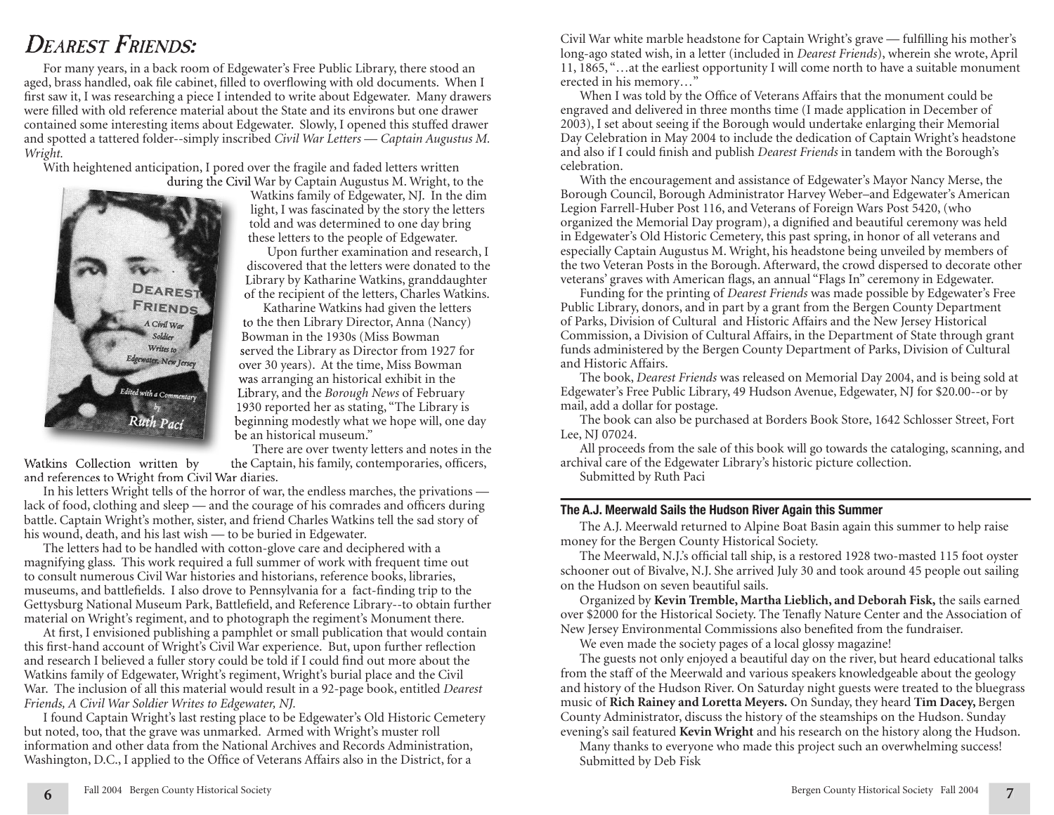# Dearest Friends:

For many years, in a back room of Edgewater's Free Public Library, there stood an aged, brass handled, oak file cabinet, filled to overflowing with old documents. When I first saw it, I was researching a piece I intended to write about Edgewater. Many drawers were filled with old reference material about the State and its environs but one drawer contained some interesting items about Edgewater. Slowly, I opened this stuffed drawer and spotted a tattered folder--simply inscribed *Civil War Letters — Captain Augustus M. Wright.*

With heightened anticipation, I pored over the fragile and faded letters written during the Civil War by Captain Augustus M. Wright, to the Watkins family of Edgewater, NJ. In the dim light, I was fascinated by the story the letters told and was determined to one day bring these letters to the people of Edgewater.

Upon further examination and research, I discovered that the letters were donated to the Library by Katharine Watkins, granddaughter of the recipient of the letters, Charles Watkins.

Katharine Watkins had given the letters to the then Library Director, Anna (Nancy) Bowman in the 1930s (Miss Bowman served the Library as Director from 1927 for over 30 years). At the time, Miss Bowman was arranging an historical exhibit in the Library, and the *Borough News* of February 1930 reported her as stating, "The Library is beginning modestly what we hope will, one day be an historical museum."

There are over twenty letters and notes in the Watkins Collection written by the Captain, his family, contemporaries, officers, and references to Wright from Civil War diaries.

In his letters Wright tells of the horror of war, the endless marches, the privations — lack of food, clothing and sleep — and the courage of his comrades and officers during battle. Captain Wright's mother, sister, and friend Charles Watkins tell the sad story of his wound, death, and his last wish — to be buried in Edgewater.

The letters had to be handled with cotton-glove care and deciphered with a magnifying glass. This work required a full summer of work with frequent time out to consult numerous Civil War histories and historians, reference books, libraries, museums, and battlefields. I also drove to Pennsylvania for a fact-finding trip to the Gettysburg National Museum Park, Battlefield, and Reference Library--to obtain further material on Wright's regiment, and to photograph the regiment's Monument there.

At first, I envisioned publishing a pamphlet or small publication that would contain this first-hand account of Wright's Civil War experience. But, upon further reflection and research I believed a fuller story could be told if I could find out more about the Watkins family of Edgewater, Wright's regiment, Wright's burial place and the Civil War. The inclusion of all this material would result in a 92-page book, entitled *Dearest Friends, A Civil War Soldier Writes to Edgewater, NJ.*

I found Captain Wright's last resting place to be Edgewater's Old Historic Cemetery but noted, too, that the grave was unmarked. Armed with Wright's muster roll information and other data from the National Archives and Records Administration, Washington, D.C., I applied to the Office of Veterans Affairs also in the District, for a Civil War white marble headstone for Captain Wright's grave — fulfilling his mother's long-ago stated wish, in a letter (included in *Dearest Friends*), wherein she wrote, April 11, 1865, "…at the earliest opportunity I will come north to have a suitable monument erected in his memory…"

When I was told by the Office of Veterans Affairs that the monument could be engraved and delivered in three months time (I made application in December of 2003), I set about seeing if the Borough would undertake enlarging their Memorial Day Celebration in May 2004 to include the dedication of Captain Wright's headstone and also if I could finish and publish *Dearest Friends* in tandem with the Borough's celebration.

With the encouragement and assistance of Edgewater's Mayor Nancy Merse, the Borough Council, Borough Administrator Harvey Weber–and Edgewater's American Legion Farrell-Huber Post 116, and Veterans of Foreign Wars Post 5420, (who organized the Memorial Day program), a dignified and beautiful ceremony was held in Edgewater's Old Historic Cemetery, this past spring, in honor of all veterans and especially Captain Augustus M. Wright, his headstone being unveiled by members of the two Veteran Posts in the Borough. Afterward, the crowd dispersed to decorate other veterans' graves with American flags, an annual "Flags In" ceremony in Edgewater.

Funding for the printing of *Dearest Friends* was made possible by Edgewater's Free Public Library, donors, and in part by a grant from the Bergen County Department of Parks, Division of Cultural and Historic Affairs and the New Jersey Historical Commission, a Division of Cultural Affairs, in the Department of State through grant funds administered by the Bergen County Department of Parks, Division of Cultural and Historic Affairs.

The book, *Dearest Friends* was released on Memorial Day 2004, and is being sold at Edgewater's Free Public Library, 49 Hudson Avenue, Edgewater, NJ for $20.00--or by mail, add a dollar for postage.

The book can also be purchased at Borders Book Store, 1642 Schlosser Street, Fort Lee, NJ 07024.

All proceeds from the sale of this book will go towards the cataloging, scanning, and archival care of the Edgewater Library's historic picture collection.

Submitted by Ruth Paci

## The A.J. Meerwald Sails the Hudson River Again this Summer

The A.J. Meerwald returned to Alpine Boat Basin again this summer to help raise money for the Bergen County Historical Society.

The Meerwald, N.J.'s official tall ship, is a restored 1928 two-masted 115 foot oyster schooner out of Bivalve, N.J. She arrived July 30 and took around 45 people out sailing on the Hudson on seven beautiful sails.

Organized by **Kevin Tremble, Martha Lieblich, and Deborah Fisk,** the sails earned over $2000 for the Historical Society. The Tenafly Nature Center and the Association of New Jersey Environmental Commissions also benefited from the fundraiser.

We even made the society pages of a local glossy magazine!

The guests not only enjoyed a beautiful day on the river, but heard educational talks from the staff of the Meerwald and various speakers knowledgeable about the geology and history of the Hudson River. On Saturday night guests were treated to the bluegrass music of **Rich Rainey and Loretta Meyers.** On Sunday, they heard **Tim Dacey,** Bergen County Administrator, discuss the history of the steamships on the Hudson. Sunday evening's sail featured **Kevin Wright** and his research on the history along the Hudson.

Many thanks to everyone who made this project such an overwhelming success!

Submitted by Deb Fisk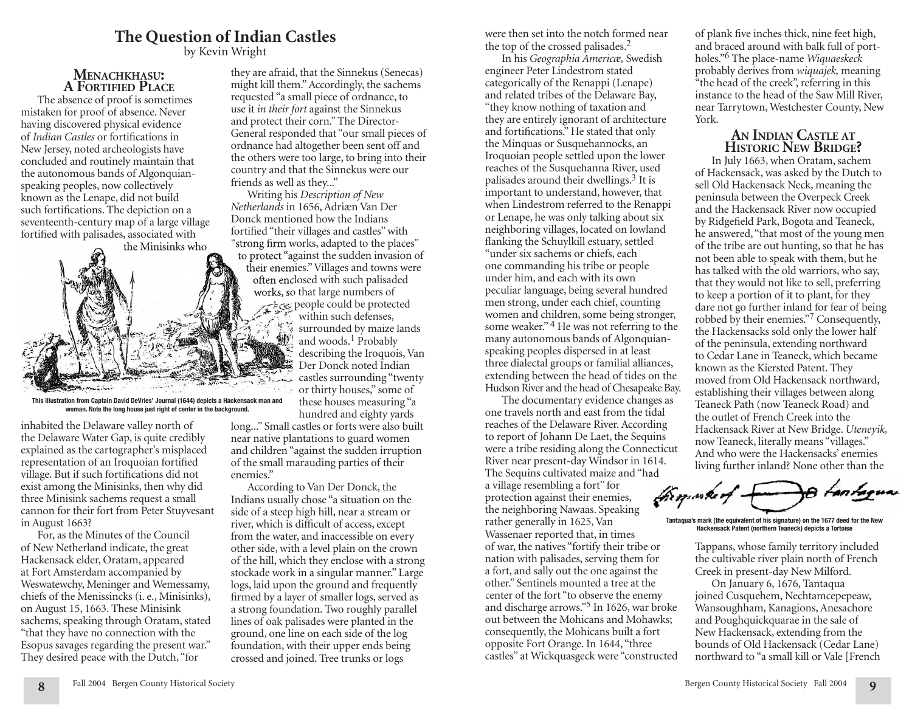# The Question of Indian Castles

by Kevin Wright

## Menachkhasu: A Fortified Place

The absence of proof is sometimes mistaken for proof of absence. Never having discovered physical evidence of *Indian Castles* or fortifications in New Jersey, noted archeologists have concluded and routinely maintain that the autonomous bands of Algonquian-speaking peoples, now collectively known as the Lenape, did not build such fortifications. The depiction on a seventeenth-century map of a large village fortified with palisades, associated with the Minisinks who inhabited the Delaware valley north of the Delaware Water Gap, is quite credibly explained as the cartographer's misplaced representation of an Iroquoian fortified village. But if such fortifications did not exist among the Minisinks, then why did three Minisink sachems request a small cannon for their fort from Peter Stuyvesant in August 1663?

This illustration from Captain David DeVries' Journal (1644) depicts a Hackensack man and woman. Note the long house just right of center in the background.

For, as the Minutes of the Council of New Netherland indicate, the great Hackensack elder, Oratam, appeared at Fort Amsterdam accompanied by Weswatewchy, Meninger and Wemessamy, chiefs of the Menissincks (i. e., Minisinks), on August 15, 1663. These Minisink sachems, speaking through Oratam, stated "that they have no connection with the Esopus savages regarding the present war." They desired peace with the Dutch, "for they are afraid, that the Sinnekus (Senecas) might kill them." Accordingly, the sachems requested "a small piece of ordnance, to use it *in their fort* against the Sinnekus and protect their corn." The Director-General responded that "our small pieces of ordnance had altogether been sent off and the others were too large, to bring into their country and that the Sinnekus were our friends as well as they..."

Writing his *Description of New Netherlands* in 1656, Adriæn Van Der Donck mentioned how the Indians fortified "their villages and castles" with "strong firm works, adapted to the places" to protect "against the sudden invasion of their enemies." Villages and towns were often enclosed with such palisaded works, so that large numbers of people could be protected within such defenses, surrounded by maize lands and woods.[1] Probably describing the Iroquois, Van Der Donck noted Indian castles surrounding "twenty or thirty houses," some of these houses measuring "a hundred and eighty yards long..." Small castles or forts were also built near native plantations to guard women and children "against the sudden irruption of the small marauding parties of their enemies."

According to Van Der Donck, the Indians usually chose "a situation on the side of a steep high hill, near a stream or river, which is difficult of access, except from the water, and inaccessible on every other side, with a level plain on the crown of the hill, which they enclose with a strong stockade work in a singular manner." Large logs, laid upon the ground and frequently firmed by a layer of smaller logs, served as a strong foundation. Two roughly parallel lines of oak palisades were planted in the ground, one line on each side of the log foundation, with their upper ends being crossed and joined. Tree trunks or logs were then set into the notch formed near the top of the crossed palisades.[2]

In his *Geographia Americæ,* Swedish engineer Peter Lindestrom stated categorically of the Renappi (Lenape) and related tribes of the Delaware Bay, "they know nothing of taxation and they are entirely ignorant of architecture and fortifications." He stated that only the Minquas or Susquehannocks, an Iroquoian people settled upon the lower reaches of the Susquehanna River, used palisades around their dwellings.[3] It is important to understand, however, that when Lindestrom referred to the Renappi or Lenape, he was only talking about six neighboring villages, located on lowland flanking the Schuylkill estuary, settled "under six sachems or chiefs, each one commanding his tribe or people under him, and each with its own peculiar language, being several hundred men strong, under each chief, counting women and children, some being stronger, some weaker."[4] He was not referring to the many autonomous bands of Algonquian-speaking peoples dispersed in at least three dialectal groups or familial alliances, extending between the head of tides on the Hudson River and the head of Chesapeake Bay.

The documentary evidence changes as one travels north and east from the tidal reaches of the Delaware River. According to report of Johann De Laet, the Sequins were a tribe residing along the Connecticut River near present-day Windsor in 1614. The Sequins cultivated maize and "had a village resembling a fort" for protection against their enemies, the neighboring Nawaas. Speaking rather generally in 1625, Van Wassenaer reported that, in times of war, the natives "fortify their tribe or nation with palisades, serving them for a fort, and sally out the one against the other." Sentinels mounted a tree at the center of the fort "to observe the enemy and discharge arrows."[5] In 1626, war broke out between the Mohicans and Mohawks; consequently, the Mohicans built a fort opposite Fort Orange. In 1644, "three castles" at Wickquasgeck were "constructed of plank five inches thick, nine feet high, and braced around with balk full of port-holes."[6] The place-name *Wiquaeskeck* probably derives from *wiquajek,* meaning "the head of the creek", referring in this instance to the head of the Saw Mill River, near Tarrytown, Westchester County, New York.

## An Indian Castle at Historic New Bridge?

In July 1663, when Oratam, sachem of Hackensack, was asked by the Dutch to sell Old Hackensack Neck, meaning the peninsula between the Overpeck Creek and the Hackensack River now occupied by Ridgefield Park, Bogota and Teaneck, he answered, "that most of the young men of the tribe are out hunting, so that he has not been able to speak with them, but he has talked with the old warriors, who say, that they would not like to sell, preferring to keep a portion of it to plant, for they dare not go further inland for fear of being robbed by their enemies."[7] Consequently, the Hackensacks sold only the lower half of the peninsula, extending northward to Cedar Lane in Teaneck, which became known as the Kiersted Patent. They moved from Old Hackensack northward, establishing their villages between along Teaneck Path (now Teaneck Road) and the outlet of French Creek into the Hackensack River at New Bridge. *Uteneyik,* now Teaneck, literally means "villages." And who were the Hackensacks' enemies living further inland? None other than the Tappans, whose family territory included the cultivable river plain north of French Creek in present-day New Milford.

Tantaqua's mark (the equivalent of his signature) on the 1677 deed for the New Hackensack Patent (northern Teaneck) depicts a Tortoise

On January 6, 1676, Tantaqua joined Cusquehem, Nechtamcepepeaw, Wansoughham, Kanagions, Anesachore and Poughquickquarae in the sale of New Hackensack, extending from the bounds of Old Hackensack (Cedar Lane) northward to "a small kill or Vale [French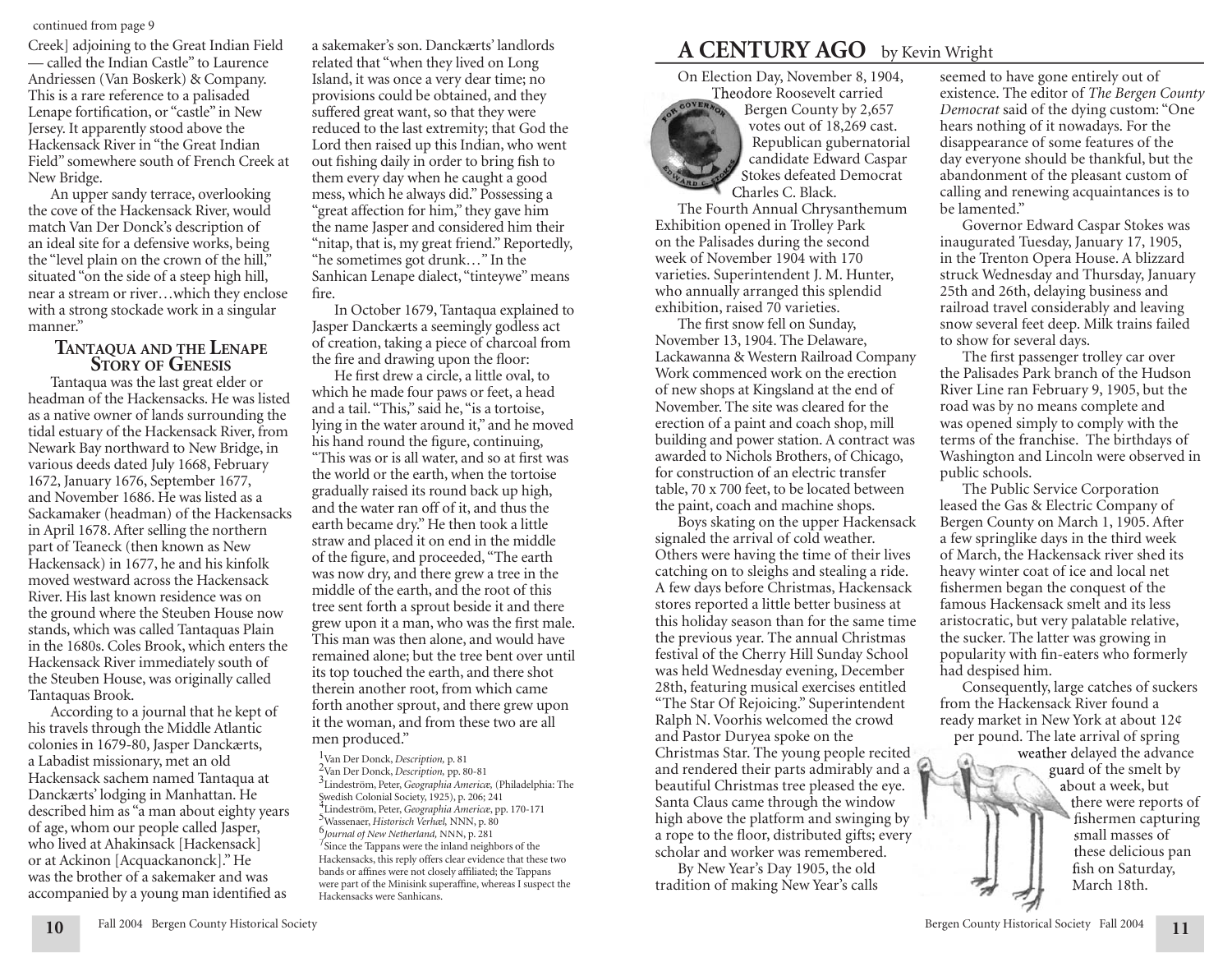continued from page 9

Creek] adjoining to the Great Indian Field — called the Indian Castle" to Laurence Andriessen (Van Boskerk) & Company. This is a rare reference to a palisaded Lenape fortification, or "castle" in New Jersey. It apparently stood above the Hackensack River in "the Great Indian Field" somewhere south of French Creek at New Bridge.

An upper sandy terrace, overlooking the cove of the Hackensack River, would match Van Der Donck's description of an ideal site for a defensive works, being the "level plain on the crown of the hill," situated "on the side of a steep high hill, near a stream or river…which they enclose with a strong stockade work in a singular manner."

### Tantaqua and the Lenape Story of Genesis

Tantaqua was the last great elder or headman of the Hackensacks. He was listed as a native owner of lands surrounding the tidal estuary of the Hackensack River, from Newark Bay northward to New Bridge, in various deeds dated July 1668, February 1672, January 1676, September 1677, and November 1686. He was listed as a Sackamaker (headman) of the Hackensacks in April 1678. After selling the northern part of Teaneck (then known as New Hackensack) in 1677, he and his kinfolk moved westward across the Hackensack River. His last known residence was on the ground where the Steuben House now stands, which was called Tantaquas Plain in the 1680s. Coles Brook, which enters the Hackensack River immediately south of the Steuben House, was originally called Tantaquas Brook.

According to a journal that he kept of his travels through the Middle Atlantic colonies in 1679-80, Jasper Danckærts, a Labadist missionary, met an old Hackensack sachem named Tantaqua at Danckærts' lodging in Manhattan. He described him as "a man about eighty years of age, whom our people called Jasper, who lived at Ahakinsack [Hackensack] or at Ackinon [Acquackanonck]." He was the brother of a sakemaker and was accompanied by a young man identified as a sakemaker's son. Danckærts' landlords related that "when they lived on Long Island, it was once a very dear time; no provisions could be obtained, and they suffered great want, so that they were reduced to the last extremity; that God the Lord then raised up this Indian, who went out fishing daily in order to bring fish to them every day when he caught a good mess, which he always did." Possessing a "great affection for him," they gave him the name Jasper and considered him their "nitap, that is, my great friend." Reportedly, "he sometimes got drunk…" In the Sanhican Lenape dialect, "tinteywe" means fire.

In October 1679, Tantaqua explained to Jasper Danckærts a seemingly godless act of creation, taking a piece of charcoal from the fire and drawing upon the floor:

He first drew a circle, a little oval, to which he made four paws or feet, a head and a tail. "This," said he, "is a tortoise, lying in the water around it," and he moved his hand round the figure, continuing, "This was or is all water, and so at first was the world or the earth, when the tortoise gradually raised its round back up high, and the water ran off of it, and thus the earth became dry." He then took a little straw and placed it on end in the middle of the figure, and proceeded, "The earth was now dry, and there grew a tree in the middle of the earth, and the root of this tree sent forth a sprout beside it and there grew upon it a man, who was the first male. This man was then alone, and would have remained alone; but the tree bent over until its top touched the earth, and there shot therein another root, from which came forth another sprout, and there grew upon it the woman, and from these two are all men produced."

[1] Van Der Donck, *Description,* p. 81
[2] Van Der Donck, *Description,* pp. 80-81
[3] Lindeström, Peter, *Geographia Americæ,* (Philadelphia: The Swedish Colonial Society, 1925), p. 206; 241
[4] Lindeström, Peter, *Geographia Americæ,* pp. 170-171
[5] Wassenaer, *Historisch Verhael,* NNN, p. 80
[6] *Journal of New Netherland,* NNN, p. 281
[7] Since the Tappans were the inland neighbors of the Hackensacks, this reply offers clear evidence that these two bands or affines were not closely affiliated; the Tappans were part of the Minisink superaffine, whereas I suspect the Hackensacks were Sanhicans.

## A CENTURY AGO by Kevin Wright

On Election Day, November 8, 1904, Theodore Roosevelt carried Bergen County by 2,657 votes out of 18,269 cast. Republican gubernatorial candidate Edward Caspar Stokes defeated Democrat Charles C. Black.

The Fourth Annual Chrysanthemum Exhibition opened in Trolley Park on the Palisades during the second week of November 1904 with 170 varieties. Superintendent J. M. Hunter, who annually arranged this splendid exhibition, raised 70 varieties.

The first snow fell on Sunday, November 13, 1904. The Delaware, Lackawanna & Western Railroad Company Work commenced work on the erection of new shops at Kingsland at the end of November. The site was cleared for the erection of a paint and coach shop, mill building and power station. A contract was awarded to Nichols Brothers, of Chicago, for construction of an electric transfer table, 70 x 700 feet, to be located between the paint, coach and machine shops.

Boys skating on the upper Hackensack signaled the arrival of cold weather. Others were having the time of their lives catching on to sleighs and stealing a ride. A few days before Christmas, Hackensack stores reported a little better business at this holiday season than for the same time the previous year. The annual Christmas festival of the Cherry Hill Sunday School was held Wednesday evening, December 28th, featuring musical exercises entitled "The Star Of Rejoicing." Superintendent Ralph N. Voorhis welcomed the crowd and Pastor Duryea spoke on the Christmas Star. The young people recited and rendered their parts admirably and a beautiful Christmas tree pleased the eye. Santa Claus came through the window high above the platform and swinging by a rope to the floor, distributed gifts; every scholar and worker was remembered.

By New Year's Day 1905, the old tradition of making New Year's calls seemed to have gone entirely out of existence. The editor of *The Bergen County Democrat* said of the dying custom: "One hears nothing of it nowadays. For the disappearance of some features of the day everyone should be thankful, but the abandonment of the pleasant custom of calling and renewing acquaintances is to be lamented."

Governor Edward Caspar Stokes was inaugurated Tuesday, January 17, 1905, in the Trenton Opera House. A blizzard struck Wednesday and Thursday, January 25th and 26th, delaying business and railroad travel considerably and leaving snow several feet deep. Milk trains failed to show for several days.

The first passenger trolley car over the Palisades Park branch of the Hudson River Line ran February 9, 1905, but the road was by no means complete and was opened simply to comply with the terms of the franchise. The birthdays of Washington and Lincoln were observed in public schools.

The Public Service Corporation leased the Gas & Electric Company of Bergen County on March 1, 1905. After a few springlike days in the third week of March, the Hackensack river shed its heavy winter coat of ice and local net fishermen began the conquest of the famous Hackensack smelt and its less aristocratic, but very palatable relative, the sucker. The latter was growing in popularity with fin-eaters who formerly had despised him.

Consequently, large catches of suckers from the Hackensack River found a ready market in New York at about 12¢ per pound. The late arrival of spring weather delayed the advance guard of the smelt by about a week, but there were reports of fishermen capturing small masses of these delicious pan fish on Saturday, March 18th.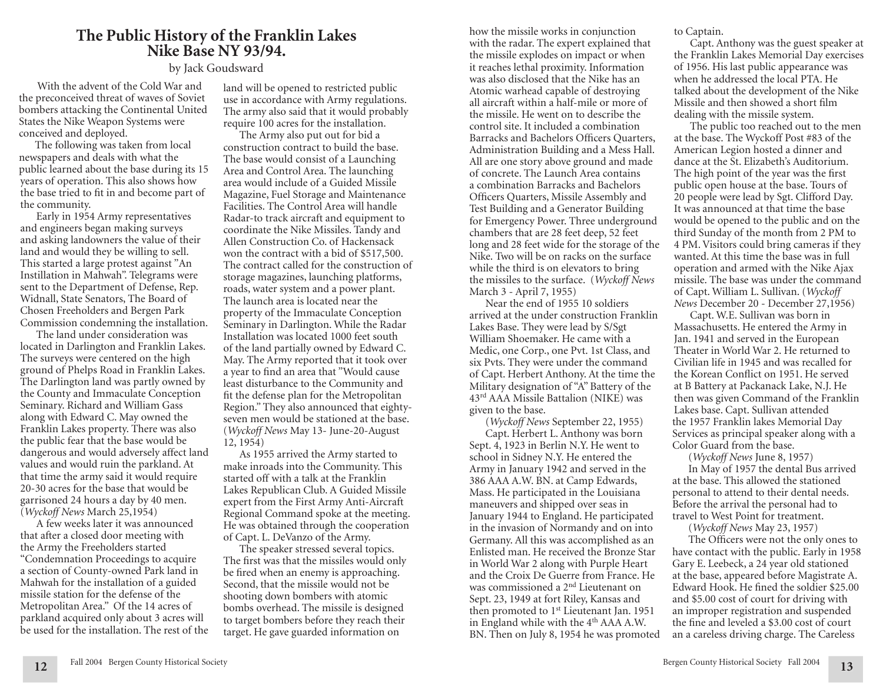# The Public History of the Franklin Lakes Nike Base NY 93/94.

by Jack Goudsward

With the advent of the Cold War and the preconceived threat of waves of Soviet bombers attacking the Continental United States the Nike Weapon Systems were conceived and deployed.

The following was taken from local newspapers and deals with what the public learned about the base during its 15 years of operation. This also shows how the base tried to fit in and become part of the community.

Early in 1954 Army representatives and engineers began making surveys and asking landowners the value of their land and would they be willing to sell. This started a large protest against "An Instillation in Mahwah". Telegrams were sent to the Department of Defense, Rep. Widnall, State Senators, The Board of Chosen Freeholders and Bergen Park Commission condemning the installation.

The land under consideration was located in Darlington and Franklin Lakes. The surveys were centered on the high ground of Phelps Road in Franklin Lakes. The Darlington land was partly owned by the County and Immaculate Conception Seminary. Richard and William Gass along with Edward C. May owned the Franklin Lakes property. There was also the public fear that the base would be dangerous and would adversely affect land values and would ruin the parkland. At that time the army said it would require 20-30 acres for the base that would be garrisoned 24 hours a day by 40 men. (*Wyckoff News* March 25,1954)

A few weeks later it was announced that after a closed door meeting with the Army the Freeholders started "Condemnation Proceedings to acquire a section of County-owned Park land in Mahwah for the installation of a guided missile station for the defense of the Metropolitan Area." Of the 14 acres of parkland acquired only about 3 acres will be used for the installation. The rest of the land will be opened to restricted public use in accordance with Army regulations. The army also said that it would probably require 100 acres for the installation.

The Army also put out for bid a construction contract to build the base. The base would consist of a Launching Area and Control Area. The launching area would include of a Guided Missile Magazine, Fuel Storage and Maintenance Facilities. The Control Area will handle Radar-to track aircraft and equipment to coordinate the Nike Missiles. Tandy and Allen Construction Co. of Hackensack won the contract with a bid of $517,500. The contract called for the construction of storage magazines, launching platforms, roads, water system and a power plant. The launch area is located near the property of the Immaculate Conception Seminary in Darlington. While the Radar Installation was located 1000 feet south of the land partially owned by Edward C. May. The Army reported that it took over a year to find an area that "Would cause least disturbance to the Community and fit the defense plan for the Metropolitan Region." They also announced that eighty-seven men would be stationed at the base. (*Wyckoff News* May 13- June-20-August 12, 1954)

As 1955 arrived the Army started to make inroads into the Community. This started off with a talk at the Franklin Lakes Republican Club. A Guided Missile expert from the First Army Anti-Aircraft Regional Command spoke at the meeting. He was obtained through the cooperation of Capt. L. DeVanzo of the Army.

The speaker stressed several topics. The first was that the missiles would only be fired when an enemy is approaching. Second, that the missile would not be shooting down bombers with atomic bombs overhead. The missile is designed to target bombers before they reach their target. He gave guarded information on how the missile works in conjunction with the radar. The expert explained that the missile explodes on impact or when it reaches lethal proximity. Information was also disclosed that the Nike has an Atomic warhead capable of destroying all aircraft within a half-mile or more of the missile. He went on to describe the control site. It included a combination Barracks and Bachelors Officers Quarters, Administration Building and a Mess Hall. All are one story above ground and made of concrete. The Launch Area contains a combination Barracks and Bachelors Officers Quarters, Missile Assembly and Test Building and a Generator Building for Emergency Power. Three underground chambers that are 28 feet deep, 52 feet long and 28 feet wide for the storage of the Nike. Two will be on racks on the surface while the third is on elevators to bring the missiles to the surface. (*Wyckoff News* March 3 - April 7, 1955)

Near the end of 1955 10 soldiers arrived at the under construction Franklin Lakes Base. They were lead by S/Sgt William Shoemaker. He came with a Medic, one Corp., one Pvt. 1st Class, and six Pvts. They were under the command of Capt. Herbert Anthony. At the time the Military designation of "A" Battery of the 43rd AAA Missile Battalion (NIKE) was given to the base.

(*Wyckoff News* September 22, 1955)

Capt. Herbert L. Anthony was born Sept. 4, 1923 in Berlin N.Y. He went to school in Sidney N.Y. He entered the Army in January 1942 and served in the 386 AAA A.W. BN. at Camp Edwards, Mass. He participated in the Louisiana maneuvers and shipped over seas in January 1944 to England. He participated in the invasion of Normandy and on into Germany. All this was accomplished as an Enlisted man. He received the Bronze Star in World War 2 along with Purple Heart and the Croix De Guerre from France. He was commissioned a 2nd Lieutenant on Sept. 23, 1949 at fort Riley, Kansas and then promoted to 1st Lieutenant Jan. 1951 in England while with the 4th AAA A.W. BN. Then on July 8, 1954 he was promoted to Captain.

Capt. Anthony was the guest speaker at the Franklin Lakes Memorial Day exercises of 1956. His last public appearance was when he addressed the local PTA. He talked about the development of the Nike Missile and then showed a short film dealing with the missile system.

The public too reached out to the men at the base. The Wyckoff Post #83 of the American Legion hosted a dinner and dance at the St. Elizabeth's Auditorium. The high point of the year was the first public open house at the base. Tours of 20 people were lead by Sgt. Clifford Day. It was announced at that time the base would be opened to the public and on the third Sunday of the month from 2 PM to 4 PM. Visitors could bring cameras if they wanted. At this time the base was in full operation and armed with the Nike Ajax missile. The base was under the command of Capt. William L. Sullivan. (*Wyckoff News* December 20 - December 27,1956)

Capt. W.E. Sullivan was born in Massachusetts. He entered the Army in Jan. 1941 and served in the European Theater in World War 2. He returned to Civilian life in 1945 and was recalled for the Korean Conflict on 1951. He served at B Battery at Packanack Lake, N.J. He then was given Command of the Franklin Lakes base. Capt. Sullivan attended the 1957 Franklin lakes Memorial Day Services as principal speaker along with a Color Guard from the base.

(*Wyckoff News* June 8, 1957)

In May of 1957 the dental Bus arrived at the base. This allowed the stationed personal to attend to their dental needs. Before the arrival the personal had to travel to West Point for treatment.

(*Wyckoff News* May 23, 1957)

The Officers were not the only ones to have contact with the public. Early in 1958 Gary E. Leebeck, a 24 year old stationed at the base, appeared before Magistrate A. Edward Hook. He fined the soldier $25.00 and $5.00 cost of court for driving with an improper registration and suspended the fine and leveled a $3.00 cost of court an a careless driving charge. The Careless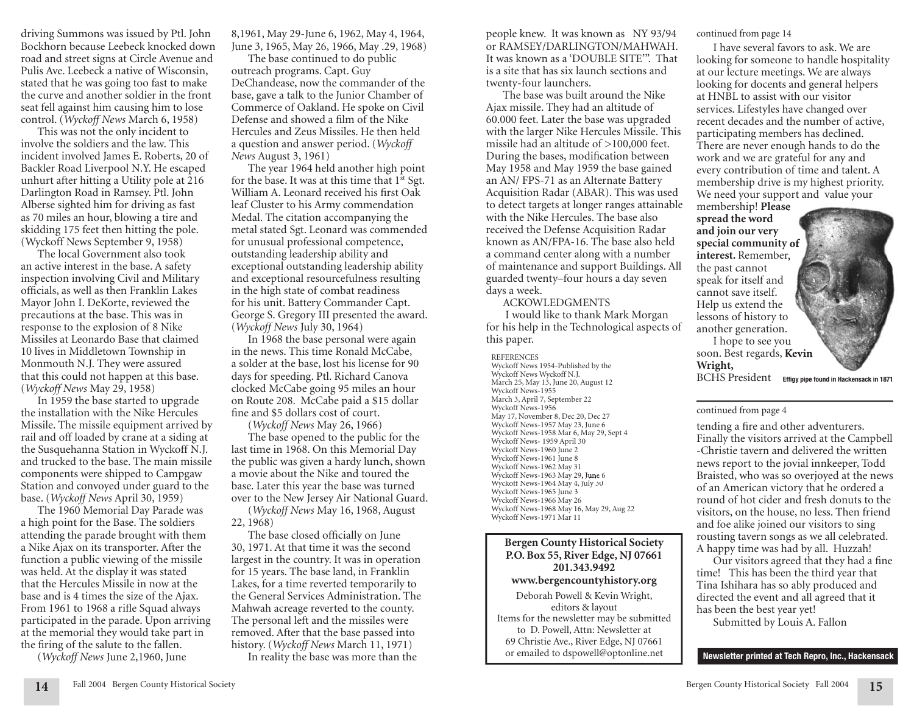driving Summons was issued by Ptl. John Bockhorn because Leebeck knocked down road and street signs at Circle Avenue and Pulis Ave. Leebeck a native of Wisconsin, stated that he was going too fast to make the curve and another soldier in the front seat fell against him causing him to lose control. (*Wyckoff News* March 6, 1958)

This was not the only incident to involve the soldiers and the law. This incident involved James E. Roberts, 20 of Backler Road Liverpool N.Y. He escaped unhurt after hitting a Utility pole at 216 Darlington Road in Ramsey. Ptl. John Alberse sighted him for driving as fast as 70 miles an hour, blowing a tire and skidding 175 feet then hitting the pole. (Wyckoff News September 9, 1958)

The local Government also took an active interest in the base. A safety inspection involving Civil and Military officials, as well as then Franklin Lakes Mayor John I. DeKorte, reviewed the precautions at the base. This was in response to the explosion of 8 Nike Missiles at Leonardo Base that claimed 10 lives in Middletown Township in Monmouth N.J. They were assured that this could not happen at this base. (*Wyckoff News* May 29, 1958)

In 1959 the base started to upgrade the installation with the Nike Hercules Missile. The missile equipment arrived by rail and off loaded by crane at a siding at the Susquehanna Station in Wyckoff N.J. and trucked to the base. The main missile components were shipped to Campgaw Station and convoyed under guard to the base. (*Wyckoff News* April 30, 1959)

The 1960 Memorial Day Parade was a high point for the Base. The soldiers attending the parade brought with them a Nike Ajax on its transporter. After the function a public viewing of the missile was held. At the display it was stated that the Hercules Missile in now at the base and is 4 times the size of the Ajax. From 1961 to 1968 a rifle Squad always participated in the parade. Upon arriving at the memorial they would take part in the firing of the salute to the fallen.

(*Wyckoff News* June 2,1960, June 8,1961, May 29-June 6, 1962, May 4, 1964, June 3, 1965, May 26, 1966, May .29, 1968)

The base continued to do public outreach programs. Capt. Guy DeChandease, now the commander of the base, gave a talk to the Junior Chamber of Commerce of Oakland. He spoke on Civil Defense and showed a film of the Nike Hercules and Zeus Missiles. He then held a question and answer period. (*Wyckoff News* August 3, 1961)

The year 1964 held another high point for the base. It was at this time that 1st Sgt. William A. Leonard received his first Oak leaf Cluster to his Army commendation Medal. The citation accompanying the metal stated Sgt. Leonard was commended for unusual professional competence, outstanding leadership ability and exceptional outstanding leadership ability and exceptional resourcefulness resulting in the high state of combat readiness for his unit. Battery Commander Capt. George S. Gregory III presented the award. (*Wyckoff News* July 30, 1964)

In 1968 the base personal were again in the news. This time Ronald McCabe, a solder at the base, lost his license for 90 days for speeding. Ptl. Richard Canova clocked McCabe going 95 miles an hour on Route 208. McCabe paid a $15 dollar fine and $5 dollars cost of court.

(*Wyckoff News* May 26, 1966)

The base opened to the public for the last time in 1968. On this Memorial Day the public was given a hardy lunch, shown a movie about the Nike and toured the base. Later this year the base was turned over to the New Jersey Air National Guard.

(*Wyckoff News* May 16, 1968, August 22, 1968)

The base closed officially on June 30, 1971. At that time it was the second largest in the country. It was in operation for 15 years. The base land, in Franklin Lakes, for a time reverted temporarily to the General Services Administration. The Mahwah acreage reverted to the county. The personal left and the missiles were removed. After that the base passed into history. (*Wyckoff News* March 11, 1971)

In reality the base was more than the people knew. It was known as NY 93/94 or RAMSEY/DARLINGTON/MAHWAH. It was known as a 'DOUBLE SITE'". That is a site that has six launch sections and twenty-four launchers.

The base was built around the Nike Ajax missile. They had an altitude of 60.000 feet. Later the base was upgraded with the larger Nike Hercules Missile. This missile had an altitude of >100,000 feet. During the bases, modification between May 1958 and May 1959 the base gained an AN/ FPS-71 as an Alternate Battery Acquisition Radar (ABAR). This was used to detect targets at longer ranges attainable with the Nike Hercules. The base also received the Defense Acquisition Radar known as AN/FPA-16. The base also held a command center along with a number of maintenance and support Buildings. All guarded twenty–four hours a day seven days a week.

ACKOWLEDGMENTS

I would like to thank Mark Morgan for his help in the Technological aspects of this paper.

REFERENCES
Wyckoff News 1954-Published by the Wyckoff News Wyckoff N.J.
March 25, May 13, June 20, August 12
Wyckoff News-1955
March 3, April 7, September 22
Wyckoff News-1956
May 17, November 8, Dec 20, Dec 27
Wyckoff News-1957 May 23, June 6
Wyckoff News-1958 Mar 6, May 29, Sept 4
Wyckoff News- 1959 April 30
Wyckoff News-1960 June 2
Wyckoff News-1961 June 8
Wyckoff News-1962 May 31
Wyckoff News-1963 May 29, June 6
Wyckoff News-1964 May 4, July 30
Wyckoff News-1965 June 3
Wyckoff News-1966 May 26
Wyckoff News-1968 May 16, May 29, Aug 22
Wyckoff News-1971 Mar 11

**Bergen County Historical Society**
**P.O. Box 55, River Edge, NJ 07661**
**201.343.9492**
**www.bergencountyhistory.org**

Deborah Powell & Kevin Wright, editors & layout
Items for the newsletter may be submitted to D. Powell, Attn: Newsletter at 69 Christie Ave., River Edge, NJ 07661 or emailed to dspowell@optonline.net

continued from page 14

I have several favors to ask. We are looking for someone to handle hospitality at our lecture meetings. We are always looking for docents and general helpers at HNBL to assist with our visitor services. Lifestyles have changed over recent decades and the number of active, participating members has declined. There are never enough hands to do the work and we are grateful for any and every contribution of time and talent. A membership drive is my highest priority. We need your support and value your membership! **Please spread the word and join our very special community of interest.** Remember, the past cannot speak for itself and cannot save itself. Help us extend the lessons of history to another generation.

I hope to see you soon. Best regards, **Kevin Wright,**
BCHS President

**Effigy pipe found in Hackensack in 1871**

continued from page 4

tending a fire and other adventurers. Finally the visitors arrived at the Campbell -Christie tavern and delivered the written news report to the jovial innkeeper, Todd Braisted, who was so overjoyed at the news of an American victory that he ordered a round of hot cider and fresh donuts to the visitors, on the house, no less. Then friend and foe alike joined our visitors to sing rousting tavern songs as we all celebrated. A happy time was had by all. Huzzah!

Our visitors agreed that they had a fine time! This has been the third year that Tina Ishihara has so ably produced and directed the event and all agreed that it has been the best year yet!

Submitted by Louis A. Fallon

**Newsletter printed at Tech Repro, Inc., Hackensack**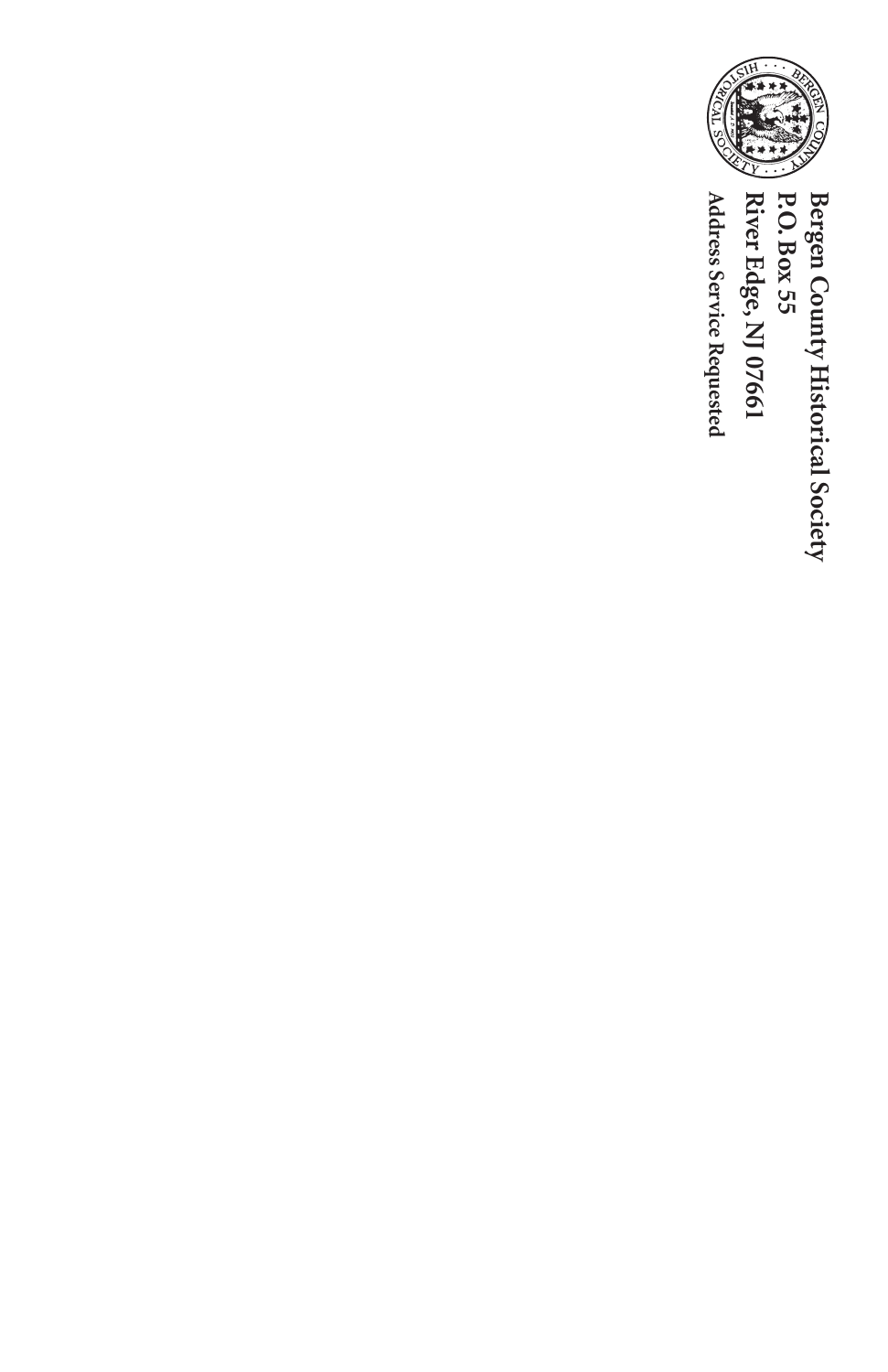**Bergen County Historical Society**
**P.O. Box 55**
**River Edge, NJ 07661**
**Address Service Requested**